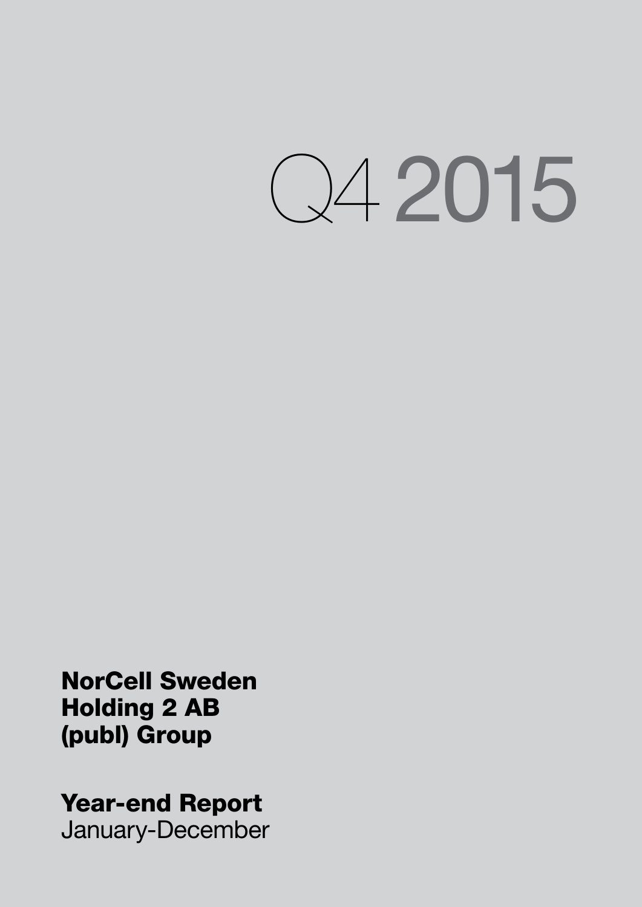# Q4 2015

**NorCell Sweden Holding 2 AB (publ) Group**

**Year-end Report**
January-December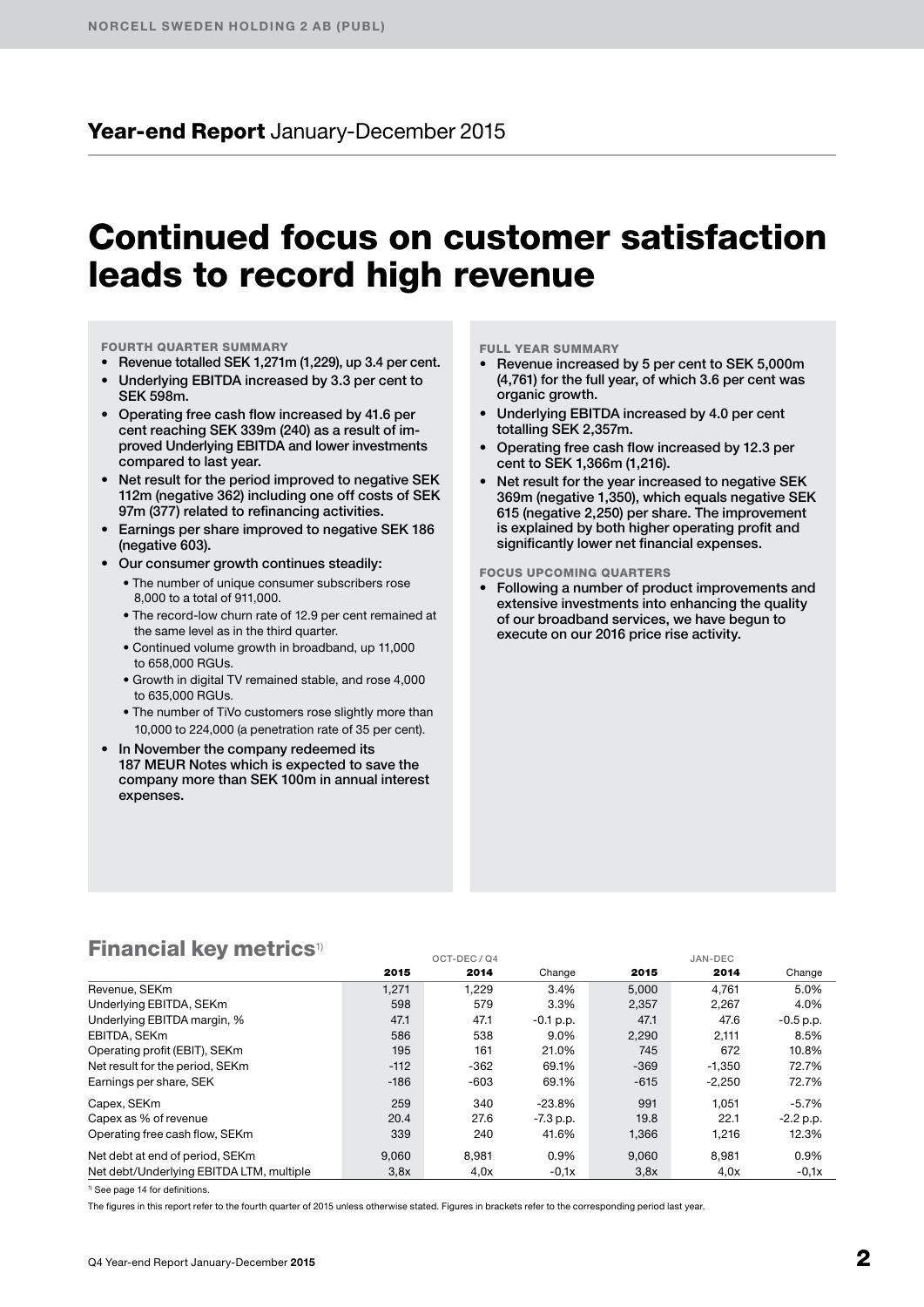## Year-end Report January-December 2015

# Continued focus on customer satisfaction leads to record high revenue

**FOURTH QUARTER SUMMARY**

- Revenue totalled SEK 1,271m (1,229), up 3.4 per cent.
- Underlying EBITDA increased by 3.3 per cent to SEK 598m.
- Operating free cash flow increased by 41.6 per cent reaching SEK 339m (240) as a result of improved Underlying EBITDA and lower investments compared to last year.
- Net result for the period improved to negative SEK 112m (negative 362) including one off costs of SEK 97m (377) related to refinancing activities.
- Earnings per share improved to negative SEK 186 (negative 603).
- Our consumer growth continues steadily:
  - The number of unique consumer subscribers rose 8,000 to a total of 911,000.
  - The record-low churn rate of 12.9 per cent remained at the same level as in the third quarter.
  - Continued volume growth in broadband, up 11,000 to 658,000 RGUs.
  - Growth in digital TV remained stable, and rose 4,000 to 635,000 RGUs.
  - The number of TiVo customers rose slightly more than 10,000 to 224,000 (a penetration rate of 35 per cent).
- In November the company redeemed its 187 MEUR Notes which is expected to save the company more than SEK 100m in annual interest expenses.

**FULL YEAR SUMMARY**

- Revenue increased by 5 per cent to SEK 5,000m (4,761) for the full year, of which 3.6 per cent was organic growth.
- Underlying EBITDA increased by 4.0 per cent totalling SEK 2,357m.
- Operating free cash flow increased by 12.3 per cent to SEK 1,366m (1,216).
- Net result for the year increased to negative SEK 369m (negative 1,350), which equals negative SEK 615 (negative 2,250) per share. The improvement is explained by both higher operating profit and significantly lower net financial expenses.

**FOCUS UPCOMING QUARTERS**

- Following a number of product improvements and extensive investments into enhancing the quality of our broadband services, we have begun to execute on our 2016 price rise activity.

## Financial key metrics[1]

| | OCT-DEC / Q4 | | | JAN-DEC | | |
|---|---|---|---|---|---|---|
| | **2015** | **2014** | Change | **2015** | **2014** | Change |
| Revenue, SEKm | 1,271 | 1,229 | 3.4% | 5,000 | 4,761 | 5.0% |
| Underlying EBITDA, SEKm | 598 | 579 | 3.3% | 2,357 | 2,267 | 4.0% |
| Underlying EBITDA margin, % | 47.1 | 47.1 | -0.1 p.p. | 47.1 | 47.6 | -0.5 p.p. |
| EBITDA, SEKm | 586 | 538 | 9.0% | 2,290 | 2,111 | 8.5% |
| Operating profit (EBIT), SEKm | 195 | 161 | 21.0% | 745 | 672 | 10.8% |
| Net result for the period, SEKm | -112 | -362 | 69.1% | -369 | -1,350 | 72.7% |
| Earnings per share, SEK | -186 | -603 | 69.1% | -615 | -2,250 | 72.7% |
| Capex, SEKm | 259 | 340 | -23.8% | 991 | 1,051 | -5.7% |
| Capex as % of revenue | 20.4 | 27.6 | -7.3 p.p. | 19.8 | 22.1 | -2.2 p.p. |
| Operating free cash flow, SEKm | 339 | 240 | 41.6% | 1,366 | 1,216 | 12.3% |
| Net debt at end of period, SEKm | 9,060 | 8,981 | 0.9% | 9,060 | 8,981 | 0.9% |
| Net debt/Underlying EBITDA LTM, multiple | 3,8x | 4,0x | -0,1x | 3,8x | 4,0x | -0,1x |

[1] See page 14 for definitions.

The figures in this report refer to the fourth quarter of 2015 unless otherwise stated. Figures in brackets refer to the corresponding period last year.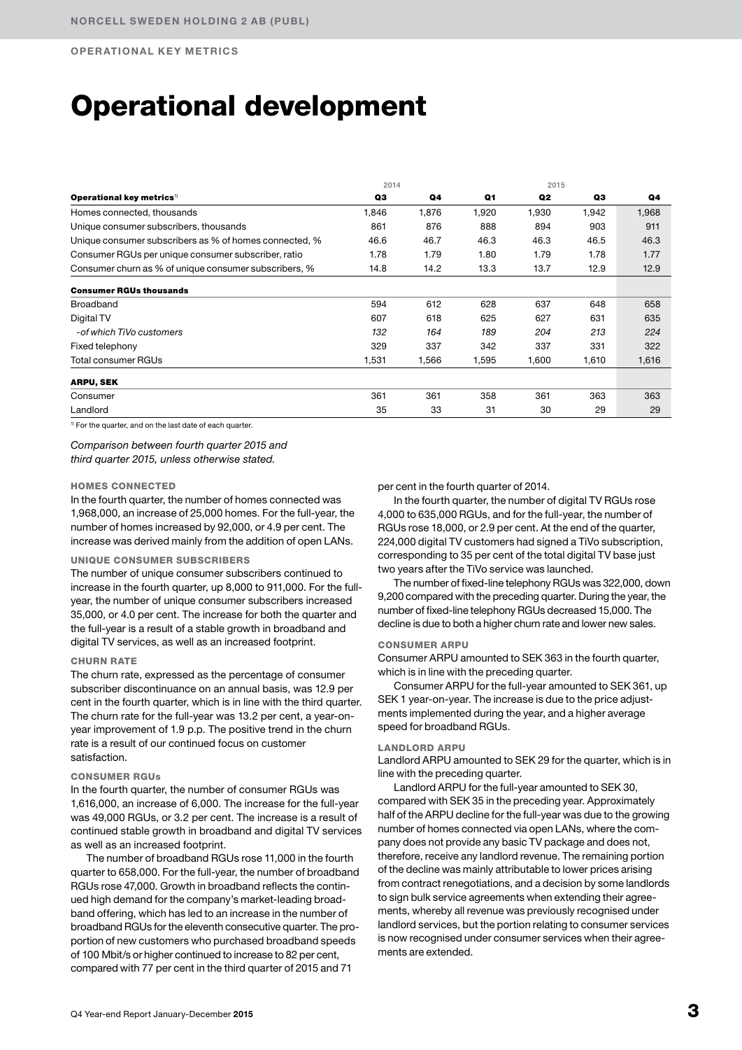# Operational development

| Operational key metrics[1] | 2014 Q3 | 2014 Q4 | 2015 Q1 | 2015 Q2 | 2015 Q3 | 2015 Q4 |
|---|---|---|---|---|---|---|
| Homes connected, thousands | 1,846 | 1,876 | 1,920 | 1,930 | 1,942 | 1,968 |
| Unique consumer subscribers, thousands | 861 | 876 | 888 | 894 | 903 | 911 |
| Unique consumer subscribers as % of homes connected, % | 46.6 | 46.7 | 46.3 | 46.3 | 46.5 | 46.3 |
| Consumer RGUs per unique consumer subscriber, ratio | 1.78 | 1.79 | 1.80 | 1.79 | 1.78 | 1.77 |
| Consumer churn as % of unique consumer subscribers, % | 14.8 | 14.2 | 13.3 | 13.7 | 12.9 | 12.9 |
| **Consumer RGUs thousands** | | | | | | |
| Broadband | 594 | 612 | 628 | 637 | 648 | 658 |
| Digital TV | 607 | 618 | 625 | 627 | 631 | 635 |
| *-of which TiVo customers* | *132* | *164* | *189* | *204* | *213* | *224* |
| Fixed telephony | 329 | 337 | 342 | 337 | 331 | 322 |
| Total consumer RGUs | 1,531 | 1,566 | 1,595 | 1,600 | 1,610 | 1,616 |
| **ARPU, SEK** | | | | | | |
| Consumer | 361 | 361 | 358 | 361 | 363 | 363 |
| Landlord | 35 | 33 | 31 | 30 | 29 | 29 |

[1] For the quarter, and on the last date of each quarter.

*Comparison between fourth quarter 2015 and third quarter 2015, unless otherwise stated.*

#### HOMES CONNECTED

In the fourth quarter, the number of homes connected was 1,968,000, an increase of 25,000 homes. For the full-year, the number of homes increased by 92,000, or 4.9 per cent. The increase was derived mainly from the addition of open LANs.

#### UNIQUE CONSUMER SUBSCRIBERS

The number of unique consumer subscribers continued to increase in the fourth quarter, up 8,000 to 911,000. For the full-year, the number of unique consumer subscribers increased 35,000, or 4.0 per cent. The increase for both the quarter and the full-year is a result of a stable growth in broadband and digital TV services, as well as an increased footprint.

#### CHURN RATE

The churn rate, expressed as the percentage of consumer subscriber discontinuance on an annual basis, was 12.9 per cent in the fourth quarter, which is in line with the third quarter. The churn rate for the full-year was 13.2 per cent, a year-on-year improvement of 1.9 p.p. The positive trend in the churn rate is a result of our continued focus on customer satisfaction.

#### CONSUMER RGUs

In the fourth quarter, the number of consumer RGUs was 1,616,000, an increase of 6,000. The increase for the full-year was 49,000 RGUs, or 3.2 per cent. The increase is a result of continued stable growth in broadband and digital TV services as well as an increased footprint.

The number of broadband RGUs rose 11,000 in the fourth quarter to 658,000. For the full-year, the number of broadband RGUs rose 47,000. Growth in broadband reflects the continued high demand for the company's market-leading broadband offering, which has led to an increase in the number of broadband RGUs for the eleventh consecutive quarter. The proportion of new customers who purchased broadband speeds of 100 Mbit/s or higher continued to increase to 82 per cent, compared with 77 per cent in the third quarter of 2015 and 71 per cent in the fourth quarter of 2014.

In the fourth quarter, the number of digital TV RGUs rose 4,000 to 635,000 RGUs, and for the full-year, the number of RGUs rose 18,000, or 2.9 per cent. At the end of the quarter, 224,000 digital TV customers had signed a TiVo subscription, corresponding to 35 per cent of the total digital TV base just two years after the TiVo service was launched.

The number of fixed-line telephony RGUs was 322,000, down 9,200 compared with the preceding quarter. During the year, the number of fixed-line telephony RGUs decreased 15,000. The decline is due to both a higher churn rate and lower new sales.

#### CONSUMER ARPU

Consumer ARPU amounted to SEK 363 in the fourth quarter, which is in line with the preceding quarter.

Consumer ARPU for the full-year amounted to SEK 361, up SEK 1 year-on-year. The increase is due to the price adjustments implemented during the year, and a higher average speed for broadband RGUs.

#### LANDLORD ARPU

Landlord ARPU amounted to SEK 29 for the quarter, which is in line with the preceding quarter.

Landlord ARPU for the full-year amounted to SEK 30, compared with SEK 35 in the preceding year. Approximately half of the ARPU decline for the full-year was due to the growing number of homes connected via open LANs, where the company does not provide any basic TV package and does not, therefore, receive any landlord revenue. The remaining portion of the decline was mainly attributable to lower prices arising from contract renegotiations, and a decision by some landlords to sign bulk service agreements when extending their agreements, whereby all revenue was previously recognised under landlord services, but the portion relating to consumer services is now recognised under consumer services when their agreements are extended.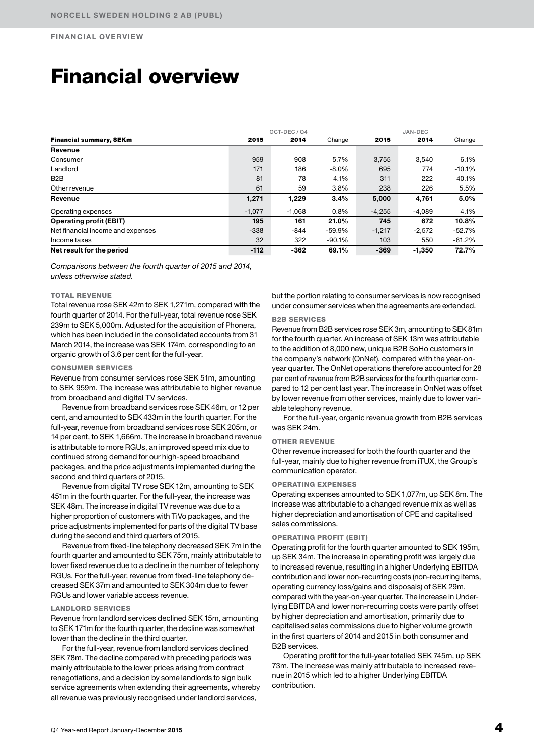# Financial overview

| Financial summary, SEKm | OCT-DEC / Q4 2015 | 2014 | Change | JAN-DEC 2015 | 2014 | Change |
|---|---|---|---|---|---|---|
| **Revenue** | | | | | | |
| Consumer | 959 | 908 | 5.7% | 3,755 | 3,540 | 6.1% |
| Landlord | 171 | 186 | -8.0% | 695 | 774 | -10.1% |
| B2B | 81 | 78 | 4.1% | 311 | 222 | 40.1% |
| Other revenue | 61 | 59 | 3.8% | 238 | 226 | 5.5% |
| **Revenue** | **1,271** | **1,229** | **3.4%** | **5,000** | **4,761** | **5.0%** |
| Operating expenses | -1,077 | -1,068 | 0.8% | -4,255 | -4,089 | 4.1% |
| **Operating profit (EBIT)** | **195** | **161** | **21.0%** | **745** | **672** | **10.8%** |
| Net financial income and expenses | -338 | -844 | -59.9% | -1,217 | -2,572 | -52.7% |
| Income taxes | 32 | 322 | -90.1% | 103 | 550 | -81.2% |
| **Net result for the period** | **-112** | **-362** | **69.1%** | **-369** | **-1,350** | **72.7%** |

*Comparisons between the fourth quarter of 2015 and 2014, unless otherwise stated.*

### TOTAL REVENUE

Total revenue rose SEK 42m to SEK 1,271m, compared with the fourth quarter of 2014. For the full-year, total revenue rose SEK 239m to SEK 5,000m. Adjusted for the acquisition of Phonera, which has been included in the consolidated accounts from 31 March 2014, the increase was SEK 174m, corresponding to an organic growth of 3.6 per cent for the full-year.

### CONSUMER SERVICES

Revenue from consumer services rose SEK 51m, amounting to SEK 959m. The increase was attributable to higher revenue from broadband and digital TV services.

Revenue from broadband services rose SEK 46m, or 12 per cent, and amounted to SEK 433m in the fourth quarter. For the full-year, revenue from broadband services rose SEK 205m, or 14 per cent, to SEK 1,666m. The increase in broadband revenue is attributable to more RGUs, an improved speed mix due to continued strong demand for our high-speed broadband packages, and the price adjustments implemented during the second and third quarters of 2015.

Revenue from digital TV rose SEK 12m, amounting to SEK 451m in the fourth quarter. For the full-year, the increase was SEK 48m. The increase in digital TV revenue was due to a higher proportion of customers with TiVo packages, and the price adjustments implemented for parts of the digital TV base during the second and third quarters of 2015.

Revenue from fixed-line telephony decreased SEK 7m in the fourth quarter and amounted to SEK 75m, mainly attributable to lower fixed revenue due to a decline in the number of telephony RGUs. For the full-year, revenue from fixed-line telephony decreased SEK 37m and amounted to SEK 304m due to fewer RGUs and lower variable access revenue.

### LANDLORD SERVICES

Revenue from landlord services declined SEK 15m, amounting to SEK 171m for the fourth quarter, the decline was somewhat lower than the decline in the third quarter.

For the full-year, revenue from landlord services declined SEK 78m. The decline compared with preceding periods was mainly attributable to the lower prices arising from contract renegotiations, and a decision by some landlords to sign bulk service agreements when extending their agreements, whereby all revenue was previously recognised under landlord services, but the portion relating to consumer services is now recognised under consumer services when the agreements are extended.

### B2B SERVICES

Revenue from B2B services rose SEK 3m, amounting to SEK 81m for the fourth quarter. An increase of SEK 13m was attributable to the addition of 8,000 new, unique B2B SoHo customers in the company's network (OnNet), compared with the year-on-year quarter. The OnNet operations therefore accounted for 28 per cent of revenue from B2B services for the fourth quarter compared to 12 per cent last year. The increase in OnNet was offset by lower revenue from other services, mainly due to lower variable telephony revenue.

For the full-year, organic revenue growth from B2B services was SEK 24m.

### OTHER REVENUE

Other revenue increased for both the fourth quarter and the full-year, mainly due to higher revenue from iTUX, the Group's communication operator.

### OPERATING EXPENSES

Operating expenses amounted to SEK 1,077m, up SEK 8m. The increase was attributable to a changed revenue mix as well as higher depreciation and amortisation of CPE and capitalised sales commissions.

### OPERATING PROFIT (EBIT)

Operating profit for the fourth quarter amounted to SEK 195m, up SEK 34m. The increase in operating profit was largely due to increased revenue, resulting in a higher Underlying EBITDA contribution and lower non-recurring costs (non-recurring items, operating currency loss/gains and disposals) of SEK 29m, compared with the year-on-year quarter. The increase in Underlying EBITDA and lower non-recurring costs were partly offset by higher depreciation and amortisation, primarily due to capitalised sales commissions due to higher volume growth in the first quarters of 2014 and 2015 in both consumer and B2B services.

Operating profit for the full-year totalled SEK 745m, up SEK 73m. The increase was mainly attributable to increased revenue in 2015 which led to a higher Underlying EBITDA contribution.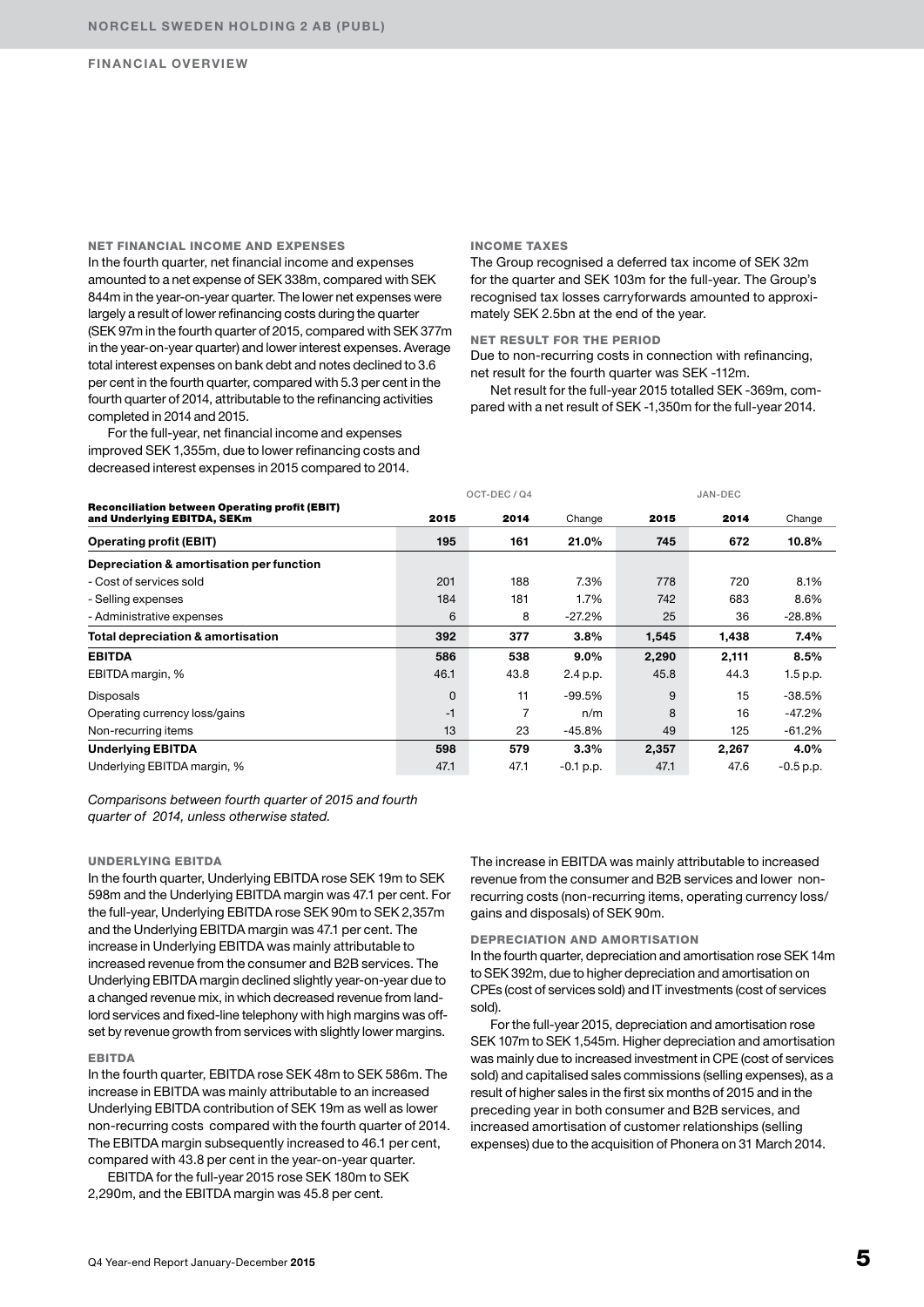## FINANCIAL OVERVIEW

### NET FINANCIAL INCOME AND EXPENSES

In the fourth quarter, net financial income and expenses amounted to a net expense of SEK 338m, compared with SEK 844m in the year-on-year quarter. The lower net expenses were largely a result of lower refinancing costs during the quarter (SEK 97m in the fourth quarter of 2015, compared with SEK 377m in the year-on-year quarter) and lower interest expenses. Average total interest expenses on bank debt and notes declined to 3.6 per cent in the fourth quarter, compared with 5.3 per cent in the fourth quarter of 2014, attributable to the refinancing activities completed in 2014 and 2015.

For the full-year, net financial income and expenses improved SEK 1,355m, due to lower refinancing costs and decreased interest expenses in 2015 compared to 2014.

### INCOME TAXES

The Group recognised a deferred tax income of SEK 32m for the quarter and SEK 103m for the full-year. The Group's recognised tax losses carryforwards amounted to approximately SEK 2.5bn at the end of the year.

### NET RESULT FOR THE PERIOD

Due to non-recurring costs in connection with refinancing, net result for the fourth quarter was SEK -112m.

Net result for the full-year 2015 totalled SEK -369m, compared with a net result of SEK -1,350m for the full-year 2014.

| Reconciliation between Operating profit (EBIT) and Underlying EBITDA, SEKm | OCT-DEC / Q4 | | | JAN-DEC | | |
|---|---|---|---|---|---|---|
| | **2015** | **2014** | Change | **2015** | **2014** | Change |
| **Operating profit (EBIT)** | **195** | **161** | **21.0%** | **745** | **672** | **10.8%** |
| **Depreciation & amortisation per function** | | | | | | |
| - Cost of services sold | 201 | 188 | 7.3% | 778 | 720 | 8.1% |
| - Selling expenses | 184 | 181 | 1.7% | 742 | 683 | 8.6% |
| - Administrative expenses | 6 | 8 | -27.2% | 25 | 36 | -28.8% |
| **Total depreciation & amortisation** | **392** | **377** | **3.8%** | **1,545** | **1,438** | **7.4%** |
| **EBITDA** | **586** | **538** | **9.0%** | **2,290** | **2,111** | **8.5%** |
| EBITDA margin, % | 46.1 | 43.8 | 2.4 p.p. | 45.8 | 44.3 | 1.5 p.p. |
| Disposals | 0 | 11 | -99.5% | 9 | 15 | -38.5% |
| Operating currency loss/gains | -1 | 7 | n/m | 8 | 16 | -47.2% |
| Non-recurring items | 13 | 23 | -45.8% | 49 | 125 | -61.2% |
| **Underlying EBITDA** | **598** | **579** | **3.3%** | **2,357** | **2,267** | **4.0%** |
| Underlying EBITDA margin, % | 47.1 | 47.1 | -0.1 p.p. | 47.1 | 47.6 | -0.5 p.p. |

*Comparisons between fourth quarter of 2015 and fourth quarter of 2014, unless otherwise stated.*

### UNDERLYING EBITDA

In the fourth quarter, Underlying EBITDA rose SEK 19m to SEK 598m and the Underlying EBITDA margin was 47.1 per cent. For the full-year, Underlying EBITDA rose SEK 90m to SEK 2,357m and the Underlying EBITDA margin was 47.1 per cent. The increase in Underlying EBITDA was mainly attributable to increased revenue from the consumer and B2B services. The Underlying EBITDA margin declined slightly year-on-year due to a changed revenue mix, in which decreased revenue from landlord services and fixed-line telephony with high margins was offset by revenue growth from services with slightly lower margins.

### EBITDA

In the fourth quarter, EBITDA rose SEK 48m to SEK 586m. The increase in EBITDA was mainly attributable to an increased Underlying EBITDA contribution of SEK 19m as well as lower non-recurring costs compared with the fourth quarter of 2014. The EBITDA margin subsequently increased to 46.1 per cent, compared with 43.8 per cent in the year-on-year quarter.

EBITDA for the full-year 2015 rose SEK 180m to SEK 2,290m, and the EBITDA margin was 45.8 per cent.

The increase in EBITDA was mainly attributable to increased revenue from the consumer and B2B services and lower non-recurring costs (non-recurring items, operating currency loss/gains and disposals) of SEK 90m.

### DEPRECIATION AND AMORTISATION

In the fourth quarter, depreciation and amortisation rose SEK 14m to SEK 392m, due to higher depreciation and amortisation on CPEs (cost of services sold) and IT investments (cost of services sold).

For the full-year 2015, depreciation and amortisation rose SEK 107m to SEK 1,545m. Higher depreciation and amortisation was mainly due to increased investment in CPE (cost of services sold) and capitalised sales commissions (selling expenses), as a result of higher sales in the first six months of 2015 and in the preceding year in both consumer and B2B services, and increased amortisation of customer relationships (selling expenses) due to the acquisition of Phonera on 31 March 2014.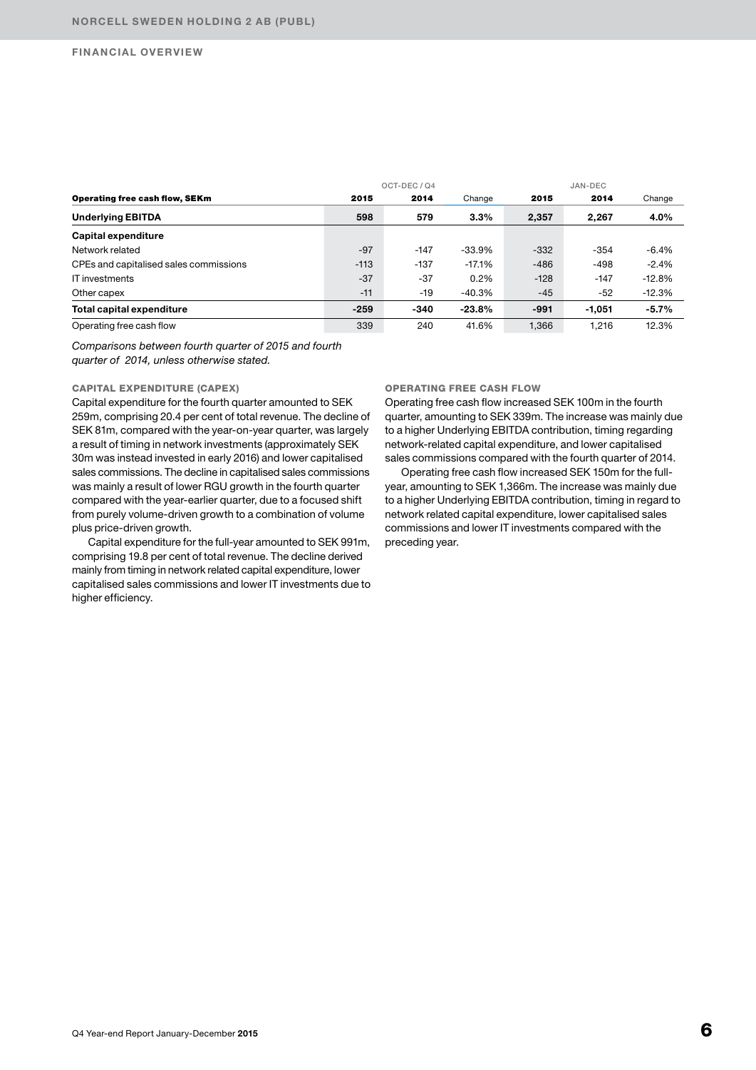## FINANCIAL OVERVIEW

| Operating free cash flow, SEKm | OCT-DEC / Q4 2015 | OCT-DEC / Q4 2014 | Change | JAN-DEC 2015 | JAN-DEC 2014 | Change |
|---|---|---|---|---|---|---|
| **Underlying EBITDA** | **598** | **579** | **3.3%** | **2,357** | **2,267** | **4.0%** |
| **Capital expenditure** | | | | | | |
| Network related | -97 | -147 | -33.9% | -332 | -354 | -6.4% |
| CPEs and capitalised sales commissions | -113 | -137 | -17.1% | -486 | -498 | -2.4% |
| IT investments | -37 | -37 | 0.2% | -128 | -147 | -12.8% |
| Other capex | -11 | -19 | -40.3% | -45 | -52 | -12.3% |
| **Total capital expenditure** | **-259** | **-340** | **-23.8%** | **-991** | **-1,051** | **-5.7%** |
| Operating free cash flow | 339 | 240 | 41.6% | 1,366 | 1,216 | 12.3% |

*Comparisons between fourth quarter of 2015 and fourth quarter of 2014, unless otherwise stated.*

### CAPITAL EXPENDITURE (CAPEX)

Capital expenditure for the fourth quarter amounted to SEK 259m, comprising 20.4 per cent of total revenue. The decline of SEK 81m, compared with the year-on-year quarter, was largely a result of timing in network investments (approximately SEK 30m was instead invested in early 2016) and lower capitalised sales commissions. The decline in capitalised sales commissions was mainly a result of lower RGU growth in the fourth quarter compared with the year-earlier quarter, due to a focused shift from purely volume-driven growth to a combination of volume plus price-driven growth.

Capital expenditure for the full-year amounted to SEK 991m, comprising 19.8 per cent of total revenue. The decline derived mainly from timing in network related capital expenditure, lower capitalised sales commissions and lower IT investments due to higher efficiency.

### OPERATING FREE CASH FLOW

Operating free cash flow increased SEK 100m in the fourth quarter, amounting to SEK 339m. The increase was mainly due to a higher Underlying EBITDA contribution, timing regarding network-related capital expenditure, and lower capitalised sales commissions compared with the fourth quarter of 2014.

Operating free cash flow increased SEK 150m for the full-year, amounting to SEK 1,366m. The increase was mainly due to a higher Underlying EBITDA contribution, timing in regard to network related capital expenditure, lower capitalised sales commissions and lower IT investments compared with the preceding year.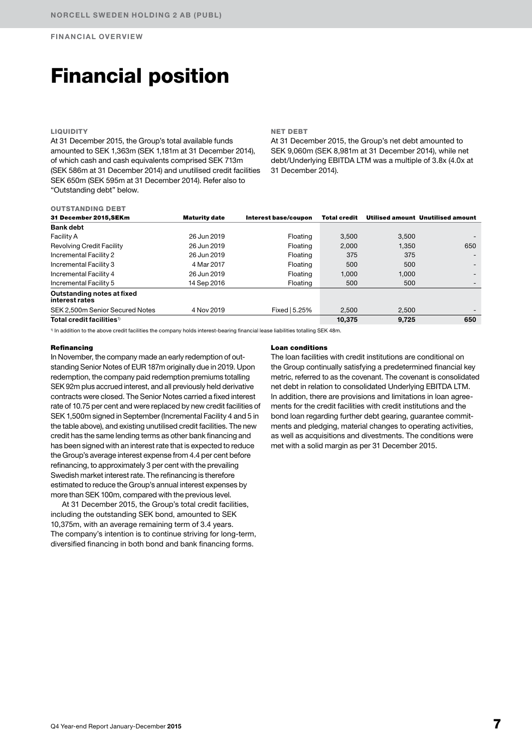# Financial position

### LIQUIDITY

At 31 December 2015, the Group's total available funds amounted to SEK 1,363m (SEK 1,181m at 31 December 2014), of which cash and cash equivalents comprised SEK 713m (SEK 586m at 31 December 2014) and unutilised credit facilities SEK 650m (SEK 595m at 31 December 2014). Refer also to "Outstanding debt" below.

### NET DEBT

At 31 December 2015, the Group's net debt amounted to SEK 9,060m (SEK 8,981m at 31 December 2014), while net debt/Underlying EBITDA LTM was a multiple of 3.8x (4.0x at 31 December 2014).

### OUTSTANDING DEBT

| 31 December 2015,SEKm | Maturity date | Interest base/coupon | Total credit | Utilised amount | Unutilised amount |
|---|---|---|---|---|---|
| **Bank debt** | | | | | |
| Facility A | 26 Jun 2019 | Floating | 3,500 | 3,500 | - |
| Revolving Credit Facility | 26 Jun 2019 | Floating | 2,000 | 1,350 | 650 |
| Incremental Facility 2 | 26 Jun 2019 | Floating | 375 | 375 | - |
| Incremental Facility 3 | 4 Mar 2017 | Floating | 500 | 500 | - |
| Incremental Facility 4 | 26 Jun 2019 | Floating | 1,000 | 1,000 | - |
| Incremental Facility 5 | 14 Sep 2016 | Floating | 500 | 500 | - |
| **Outstanding notes at fixed interest rates** | | | | | |
| SEK 2,500m Senior Secured Notes | 4 Nov 2019 | Fixed \| 5.25% | 2,500 | 2,500 | - |
| **Total credit facilities**[1] | | | **10,375** | **9,725** | **650** |

[1] In addition to the above credit facilities the company holds interest-bearing financial lease liabilities totalling SEK 48m.

#### Refinancing

In November, the company made an early redemption of outstanding Senior Notes of EUR 187m originally due in 2019. Upon redemption, the company paid redemption premiums totalling SEK 92m plus accrued interest, and all previously held derivative contracts were closed. The Senior Notes carried a fixed interest rate of 10.75 per cent and were replaced by new credit facilities of SEK 1,500m signed in September (Incremental Facility 4 and 5 in the table above), and existing unutilised credit facilities. The new credit has the same lending terms as other bank financing and has been signed with an interest rate that is expected to reduce the Group's average interest expense from 4.4 per cent before refinancing, to approximately 3 per cent with the prevailing Swedish market interest rate. The refinancing is therefore estimated to reduce the Group's annual interest expenses by more than SEK 100m, compared with the previous level.

At 31 December 2015, the Group's total credit facilities, including the outstanding SEK bond, amounted to SEK 10,375m, with an average remaining term of 3.4 years. The company's intention is to continue striving for long-term, diversified financing in both bond and bank financing forms.

#### Loan conditions

The loan facilities with credit institutions are conditional on the Group continually satisfying a predetermined financial key metric, referred to as the covenant. The covenant is consolidated net debt in relation to consolidated Underlying EBITDA LTM. In addition, there are provisions and limitations in loan agreements for the credit facilities with credit institutions and the bond loan regarding further debt gearing, guarantee commitments and pledging, material changes to operating activities, as well as acquisitions and divestments. The conditions were met with a solid margin as per 31 December 2015.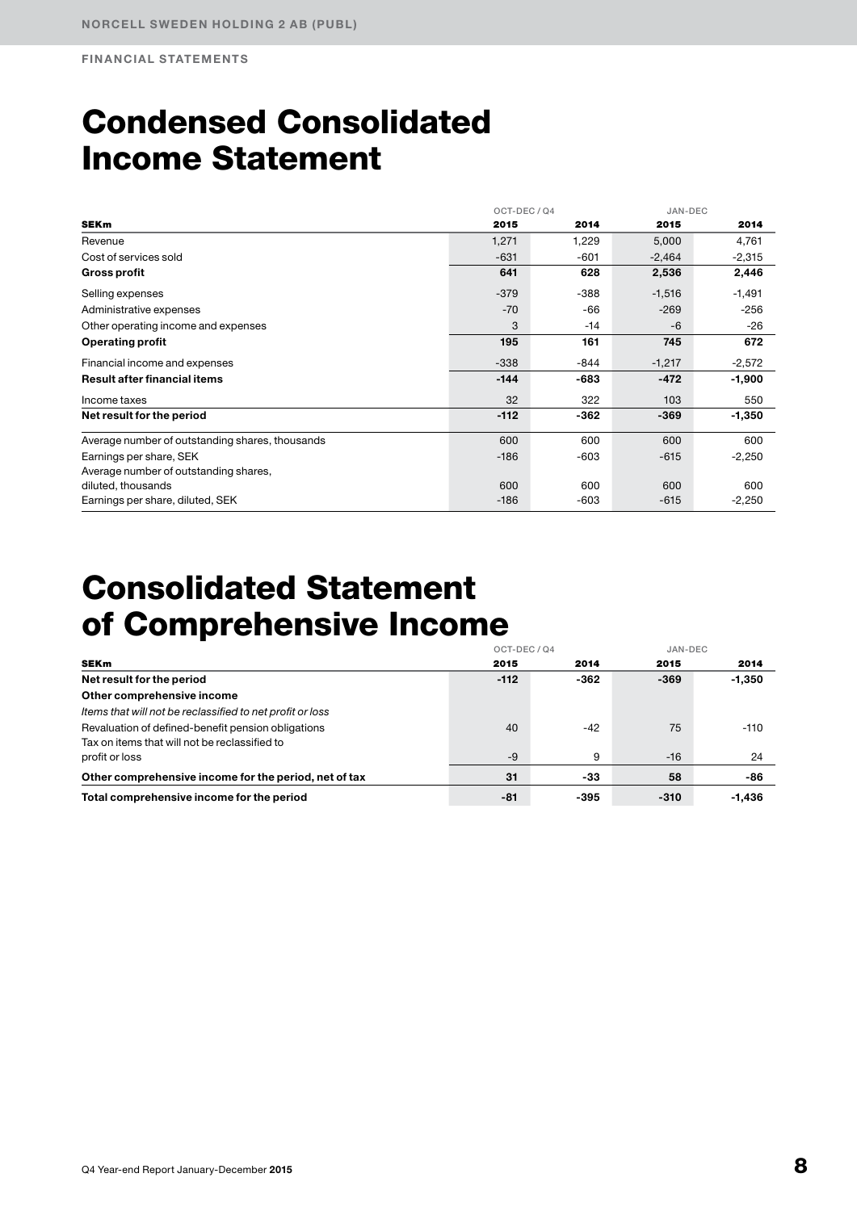# Condensed Consolidated Income Statement

| SEKm | OCT-DEC / Q4 2015 | 2014 | JAN-DEC 2015 | 2014 |
|---|---|---|---|---|
| Revenue | 1,271 | 1,229 | 5,000 | 4,761 |
| Cost of services sold | -631 | -601 | -2,464 | -2,315 |
| **Gross profit** | **641** | **628** | **2,536** | **2,446** |
| Selling expenses | -379 | -388 | -1,516 | -1,491 |
| Administrative expenses | -70 | -66 | -269 | -256 |
| Other operating income and expenses | 3 | -14 | -6 | -26 |
| **Operating profit** | **195** | **161** | **745** | **672** |
| Financial income and expenses | -338 | -844 | -1,217 | -2,572 |
| **Result after financial items** | **-144** | **-683** | **-472** | **-1,900** |
| Income taxes | 32 | 322 | 103 | 550 |
| **Net result for the period** | **-112** | **-362** | **-369** | **-1,350** |
| Average number of outstanding shares, thousands | 600 | 600 | 600 | 600 |
| Earnings per share, SEK | -186 | -603 | -615 | -2,250 |
| Average number of outstanding shares, diluted, thousands | 600 | 600 | 600 | 600 |
| Earnings per share, diluted, SEK | -186 | -603 | -615 | -2,250 |

# Consolidated Statement of Comprehensive Income

| SEKm | OCT-DEC / Q4 2015 | 2014 | JAN-DEC 2015 | 2014 |
|---|---|---|---|---|
| **Net result for the period** | **-112** | **-362** | **-369** | **-1,350** |
| **Other comprehensive income** | | | | |
| *Items that will not be reclassified to net profit or loss* | | | | |
| Revaluation of defined-benefit pension obligations | 40 | -42 | 75 | -110 |
| Tax on items that will not be reclassified to profit or loss | -9 | 9 | -16 | 24 |
| **Other comprehensive income for the period, net of tax** | **31** | **-33** | **58** | **-86** |
| **Total comprehensive income for the period** | **-81** | **-395** | **-310** | **-1,436** |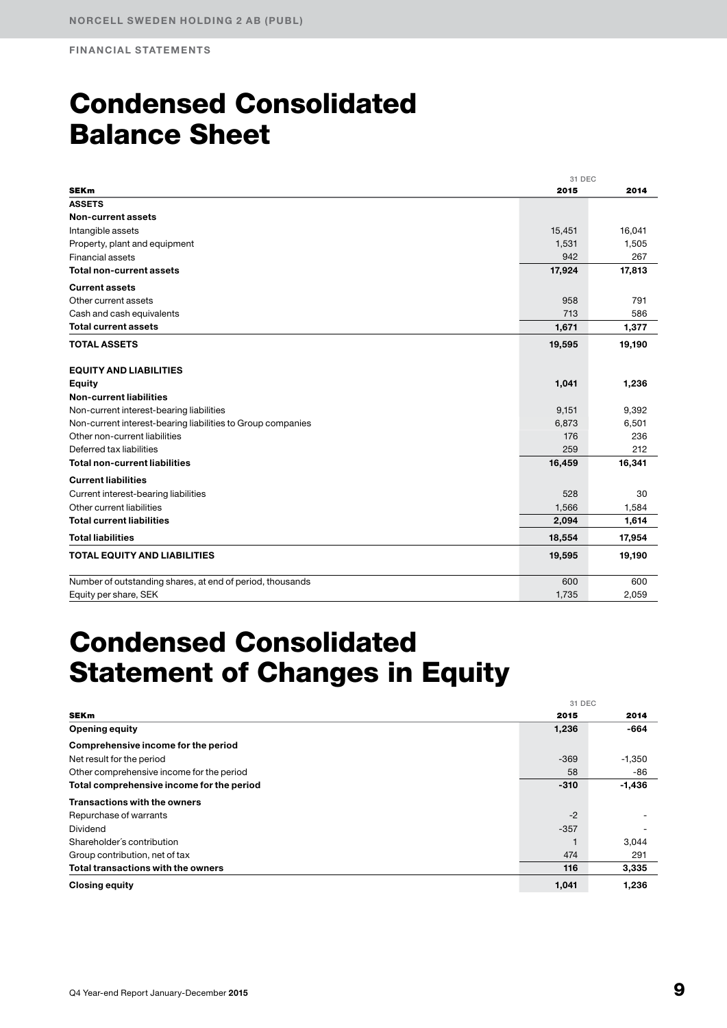# Condensed Consolidated Balance Sheet

| SEKm | 31 DEC 2015 | 31 DEC 2014 |
|---|---|---|
| **ASSETS** | | |
| **Non-current assets** | | |
| Intangible assets | 15,451 | 16,041 |
| Property, plant and equipment | 1,531 | 1,505 |
| Financial assets | 942 | 267 |
| **Total non-current assets** | **17,924** | **17,813** |
| **Current assets** | | |
| Other current assets | 958 | 791 |
| Cash and cash equivalents | 713 | 586 |
| **Total current assets** | **1,671** | **1,377** |
| **TOTAL ASSETS** | **19,595** | **19,190** |
| | | |
| **EQUITY AND LIABILITIES** | | |
| **Equity** | **1,041** | **1,236** |
| **Non-current liabilities** | | |
| Non-current interest-bearing liabilities | 9,151 | 9,392 |
| Non-current interest-bearing liabilities to Group companies | 6,873 | 6,501 |
| Other non-current liabilities | 176 | 236 |
| Deferred tax liabilities | 259 | 212 |
| **Total non-current liabilities** | **16,459** | **16,341** |
| **Current liabilities** | | |
| Current interest-bearing liabilities | 528 | 30 |
| Other current liabilities | 1,566 | 1,584 |
| **Total current liabilities** | **2,094** | **1,614** |
| **Total liabilities** | **18,554** | **17,954** |
| **TOTAL EQUITY AND LIABILITIES** | **19,595** | **19,190** |
| | | |
| Number of outstanding shares, at end of period, thousands | 600 | 600 |
| Equity per share, SEK | 1,735 | 2,059 |

# Condensed Consolidated Statement of Changes in Equity

| SEKm | 31 DEC 2015 | 31 DEC 2014 |
|---|---|---|
| **Opening equity** | **1,236** | **-664** |
| **Comprehensive income for the period** | | |
| Net result for the period | -369 | -1,350 |
| Other comprehensive income for the period | 58 | -86 |
| **Total comprehensive income for the period** | **-310** | **-1,436** |
| **Transactions with the owners** | | |
| Repurchase of warrants | -2 | - |
| Dividend | -357 | - |
| Shareholder´s contribution | 1 | 3,044 |
| Group contribution, net of tax | 474 | 291 |
| **Total transactions with the owners** | **116** | **3,335** |
| **Closing equity** | **1,041** | **1,236** |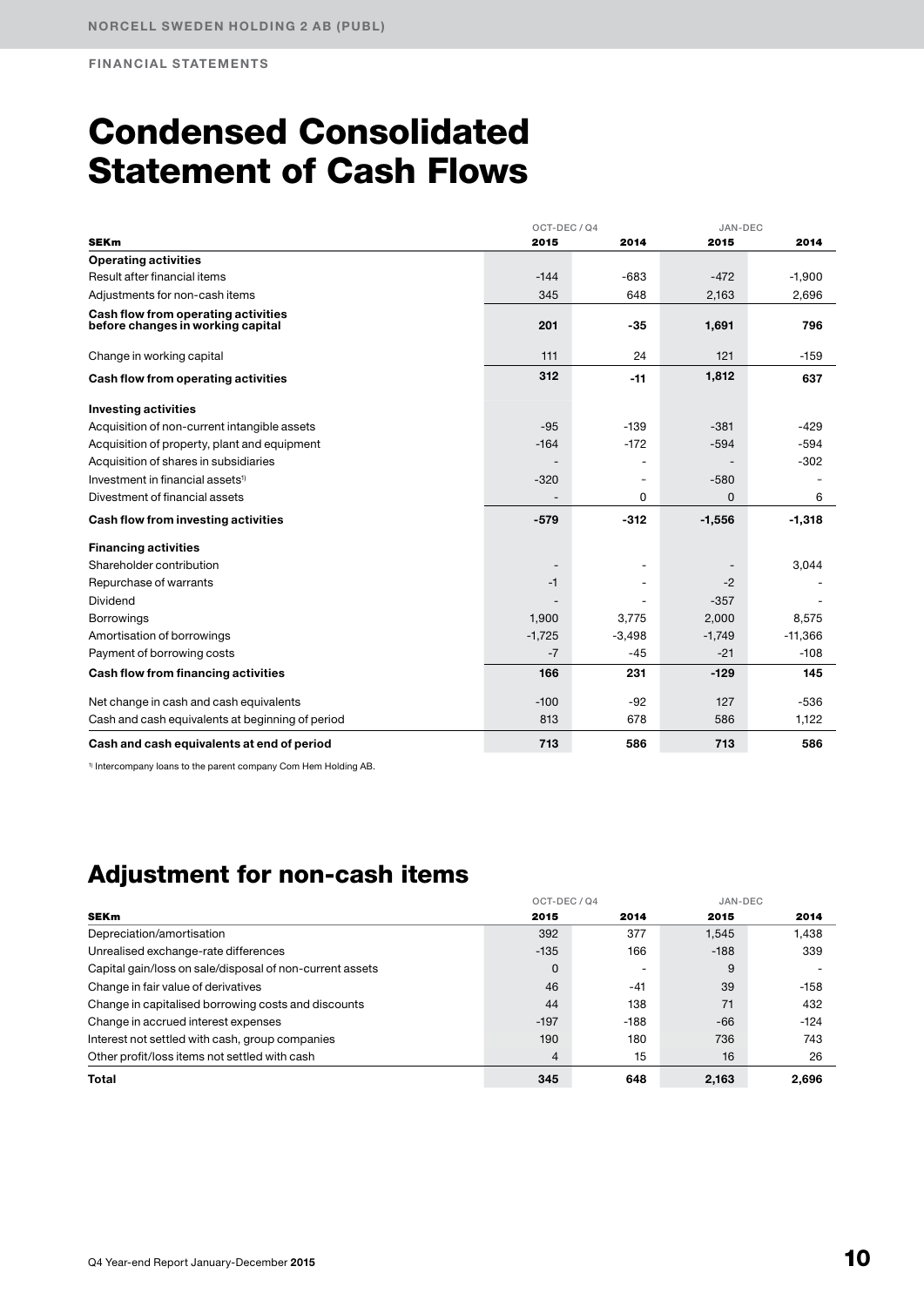# Condensed Consolidated Statement of Cash Flows

| SEKm | OCT-DEC / Q4 2015 | OCT-DEC / Q4 2014 | JAN-DEC 2015 | JAN-DEC 2014 |
|---|---|---|---|---|
| **Operating activities** | | | | |
| Result after financial items | -144 | -683 | -472 | -1,900 |
| Adjustments for non-cash items | 345 | 648 | 2,163 | 2,696 |
| **Cash flow from operating activities before changes in working capital** | **201** | **-35** | **1,691** | **796** |
| Change in working capital | 111 | 24 | 121 | -159 |
| **Cash flow from operating activities** | **312** | **-11** | **1,812** | **637** |
| **Investing activities** | | | | |
| Acquisition of non-current intangible assets | -95 | -139 | -381 | -429 |
| Acquisition of property, plant and equipment | -164 | -172 | -594 | -594 |
| Acquisition of shares in subsidiaries | - | - | - | -302 |
| Investment in financial assets[1] | -320 | - | -580 | - |
| Divestment of financial assets | - | 0 | 0 | 6 |
| **Cash flow from investing activities** | **-579** | **-312** | **-1,556** | **-1,318** |
| **Financing activities** | | | | |
| Shareholder contribution | - | - | - | 3,044 |
| Repurchase of warrants | -1 | - | -2 | - |
| Dividend | - | - | -357 | - |
| Borrowings | 1,900 | 3,775 | 2,000 | 8,575 |
| Amortisation of borrowings | -1,725 | -3,498 | -1,749 | -11,366 |
| Payment of borrowing costs | -7 | -45 | -21 | -108 |
| **Cash flow from financing activities** | **166** | **231** | **-129** | **145** |
| Net change in cash and cash equivalents | -100 | -92 | 127 | -536 |
| Cash and cash equivalents at beginning of period | 813 | 678 | 586 | 1,122 |
| **Cash and cash equivalents at end of period** | **713** | **586** | **713** | **586** |

[1] Intercompany loans to the parent company Com Hem Holding AB.

## Adjustment for non-cash items

| SEKm | OCT-DEC / Q4 2015 | OCT-DEC / Q4 2014 | JAN-DEC 2015 | JAN-DEC 2014 |
|---|---|---|---|---|
| Depreciation/amortisation | 392 | 377 | 1,545 | 1,438 |
| Unrealised exchange-rate differences | -135 | 166 | -188 | 339 |
| Capital gain/loss on sale/disposal of non-current assets | 0 | - | 9 | - |
| Change in fair value of derivatives | 46 | -41 | 39 | -158 |
| Change in capitalised borrowing costs and discounts | 44 | 138 | 71 | 432 |
| Change in accrued interest expenses | -197 | -188 | -66 | -124 |
| Interest not settled with cash, group companies | 190 | 180 | 736 | 743 |
| Other profit/loss items not settled with cash | 4 | 15 | 16 | 26 |
| **Total** | **345** | **648** | **2,163** | **2,696** |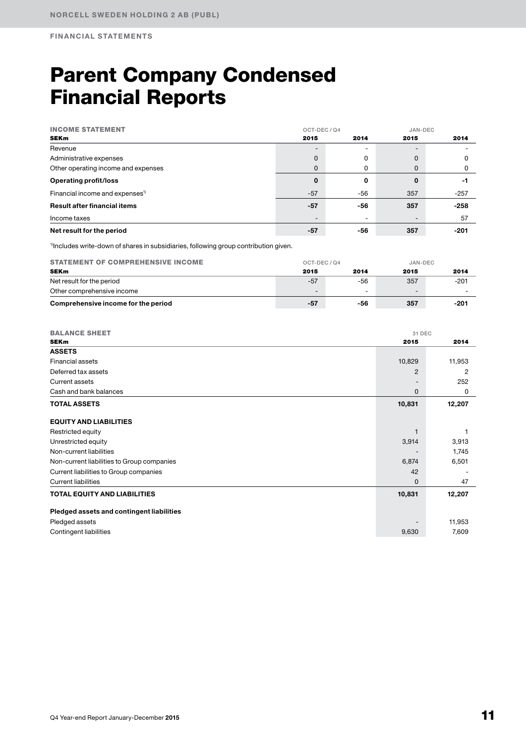# Parent Company Condensed Financial Reports

| INCOME STATEMENT | OCT-DEC / Q4 | | JAN-DEC | |
|---|---|---|---|---|
| SEKm | 2015 | 2014 | 2015 | 2014 |
| Revenue | - | - | - | - |
| Administrative expenses | 0 | 0 | 0 | 0 |
| Other operating income and expenses | 0 | 0 | 0 | 0 |
| **Operating profit/loss** | **0** | **0** | **0** | **-1** |
| Financial income and expenses[1] | -57 | -56 | 357 | -257 |
| **Result after financial items** | **-57** | **-56** | **357** | **-258** |
| Income taxes | - | - | - | 57 |
| **Net result for the period** | **-57** | **-56** | **357** | **-201** |

[1]Includes write-down of shares in subsidiaries, following group contribution given.

| STATEMENT OF COMPREHENSIVE INCOME | OCT-DEC / Q4 | | JAN-DEC | |
|---|---|---|---|---|
| SEKm | 2015 | 2014 | 2015 | 2014 |
| Net result for the period | -57 | -56 | 357 | -201 |
| Other comprehensive income | - | - | - | - |
| **Comprehensive income for the period** | **-57** | **-56** | **357** | **-201** |

| BALANCE SHEET | 31 DEC | |
|---|---|---|
| SEKm | 2015 | 2014 |
| **ASSETS** | | |
| Financial assets | 10,829 | 11,953 |
| Deferred tax assets | 2 | 2 |
| Current assets | - | 252 |
| Cash and bank balances | 0 | 0 |
| **TOTAL ASSETS** | **10,831** | **12,207** |
| | | |
| **EQUITY AND LIABILITIES** | | |
| Restricted equity | 1 | 1 |
| Unrestricted equity | 3,914 | 3,913 |
| Non-current liabilities | - | 1,745 |
| Non-current liabilities to Group companies | 6,874 | 6,501 |
| Current liabilities to Group companies | 42 | - |
| Current liabilities | 0 | 47 |
| **TOTAL EQUITY AND LIABILITIES** | **10,831** | **12,207** |
| | | |
| **Pledged assets and contingent liabilities** | | |
| Pledged assets | - | 11,953 |
| Contingent liabilities | 9,630 | 7,609 |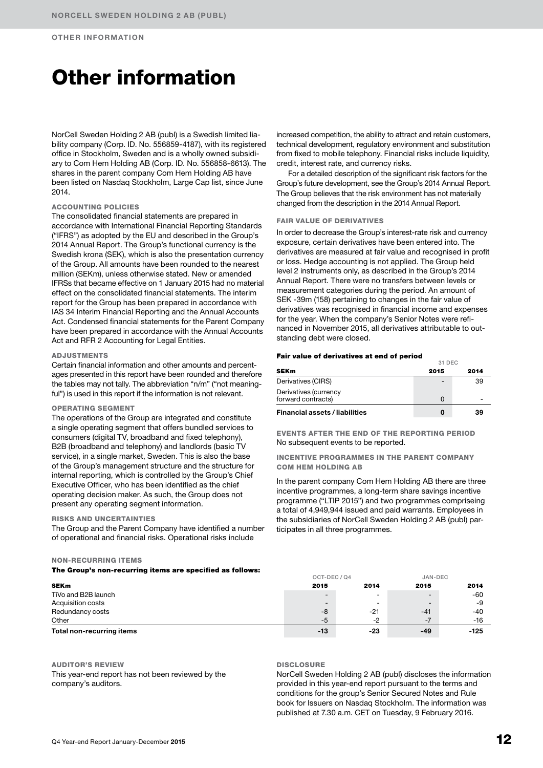# Other information

NorCell Sweden Holding 2 AB (publ) is a Swedish limited liability company (Corp. ID. No. 556859-4187), with its registered office in Stockholm, Sweden and is a wholly owned subsidiary to Com Hem Holding AB (Corp. ID. No. 556858-6613). The shares in the parent company Com Hem Holding AB have been listed on Nasdaq Stockholm, Large Cap list, since June 2014.

### ACCOUNTING POLICIES

The consolidated financial statements are prepared in accordance with International Financial Reporting Standards ("IFRS") as adopted by the EU and described in the Group's 2014 Annual Report. The Group's functional currency is the Swedish krona (SEK), which is also the presentation currency of the Group. All amounts have been rounded to the nearest million (SEKm), unless otherwise stated. New or amended IFRSs that became effective on 1 January 2015 had no material effect on the consolidated financial statements. The interim report for the Group has been prepared in accordance with IAS 34 Interim Financial Reporting and the Annual Accounts Act. Condensed financial statements for the Parent Company have been prepared in accordance with the Annual Accounts Act and RFR 2 Accounting for Legal Entities.

### ADJUSTMENTS

Certain financial information and other amounts and percentages presented in this report have been rounded and therefore the tables may not tally. The abbreviation "n/m" ("not meaningful") is used in this report if the information is not relevant.

### OPERATING SEGMENT

The operations of the Group are integrated and constitute a single operating segment that offers bundled services to consumers (digital TV, broadband and fixed telephony), B2B (broadband and telephony) and landlords (basic TV service), in a single market, Sweden. This is also the base of the Group's management structure and the structure for internal reporting, which is controlled by the Group's Chief Executive Officer, who has been identified as the chief operating decision maker. As such, the Group does not present any operating segment information.

### RISKS AND UNCERTAINTIES

The Group and the Parent Company have identified a number of operational and financial risks. Operational risks include increased competition, the ability to attract and retain customers, technical development, regulatory environment and substitution from fixed to mobile telephony. Financial risks include liquidity, credit, interest rate, and currency risks.

For a detailed description of the significant risk factors for the Group's future development, see the Group's 2014 Annual Report. The Group believes that the risk environment has not materially changed from the description in the 2014 Annual Report.

### FAIR VALUE OF DERIVATIVES

In order to decrease the Group's interest-rate risk and currency exposure, certain derivatives have been entered into. The derivatives are measured at fair value and recognised in profit or loss. Hedge accounting is not applied. The Group held level 2 instruments only, as described in the Group's 2014 Annual Report. There were no transfers between levels or measurement categories during the period. An amount of SEK -39m (158) pertaining to changes in the fair value of derivatives was recognised in financial income and expenses for the year. When the company's Senior Notes were refinanced in November 2015, all derivatives attributable to outstanding debt were closed.

**Fair value of derivatives at end of period**

| | 31 DEC | |
|---|---|---|
| **SEKm** | **2015** | **2014** |
| Derivatives (CIRS) | - | 39 |
| Derivatives (currency forward contracts) | 0 | - |
| **Financial assets / liabilities** | **0** | **39** |

### EVENTS AFTER THE END OF THE REPORTING PERIOD

No subsequent events to be reported.

### INCENTIVE PROGRAMMES IN THE PARENT COMPANY COM HEM HOLDING AB

In the parent company Com Hem Holding AB there are three incentive programmes, a long-term share savings incentive programme ("LTIP 2015") and two programmes compriseing a total of 4,949,944 issued and paid warrants. Employees in the subsidiaries of NorCell Sweden Holding 2 AB (publ) participates in all three programmes.

### NON-RECURRING ITEMS

**The Group's non-recurring items are specified as follows:**

| | OCT-DEC / Q4 | | JAN-DEC | |
|---|---|---|---|---|
| **SEKm** | **2015** | **2014** | **2015** | **2014** |
| TiVo and B2B launch | - | - | - | -60 |
| Acquisition costs | - | - | - | -9 |
| Redundancy costs | -8 | -21 | -41 | -40 |
| Other | -5 | -2 | -7 | -16 |
| **Total non-recurring items** | **-13** | **-23** | **-49** | **-125** |

### AUDITOR'S REVIEW

This year-end report has not been reviewed by the company's auditors.

### DISCLOSURE

NorCell Sweden Holding 2 AB (publ) discloses the information provided in this year-end report pursuant to the terms and conditions for the group's Senior Secured Notes and Rule book for Issuers on Nasdaq Stockholm. The information was published at 7.30 a.m. CET on Tuesday, 9 February 2016.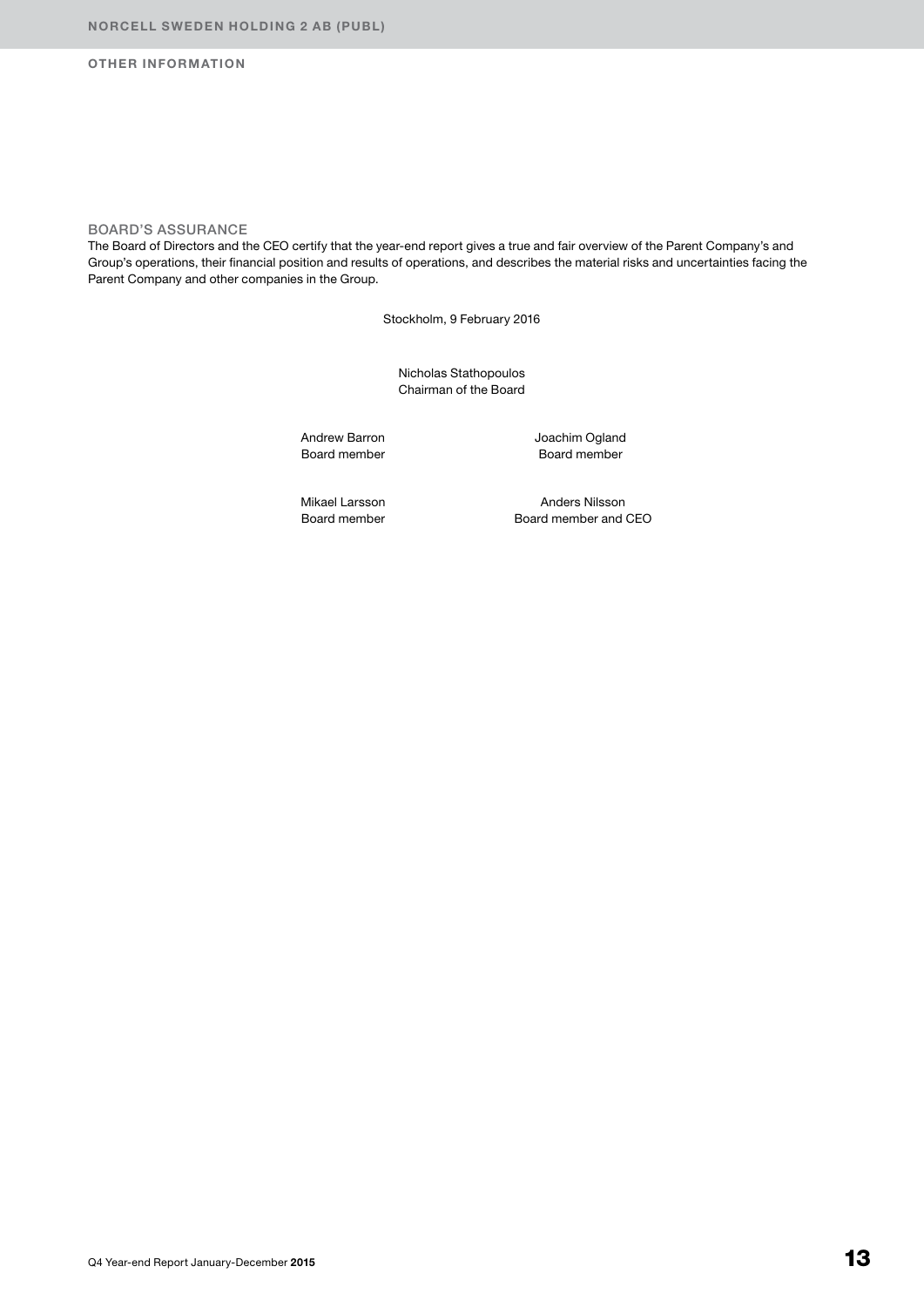## OTHER INFORMATION

### BOARD'S ASSURANCE

The Board of Directors and the CEO certify that the year-end report gives a true and fair overview of the Parent Company's and Group's operations, their financial position and results of operations, and describes the material risks and uncertainties facing the Parent Company and other companies in the Group.

Stockholm, 9 February 2016

Nicholas Stathopoulos
Chairman of the Board

Andrew Barron
Board member

Joachim Ogland
Board member

Mikael Larsson
Board member

Anders Nilsson
Board member and CEO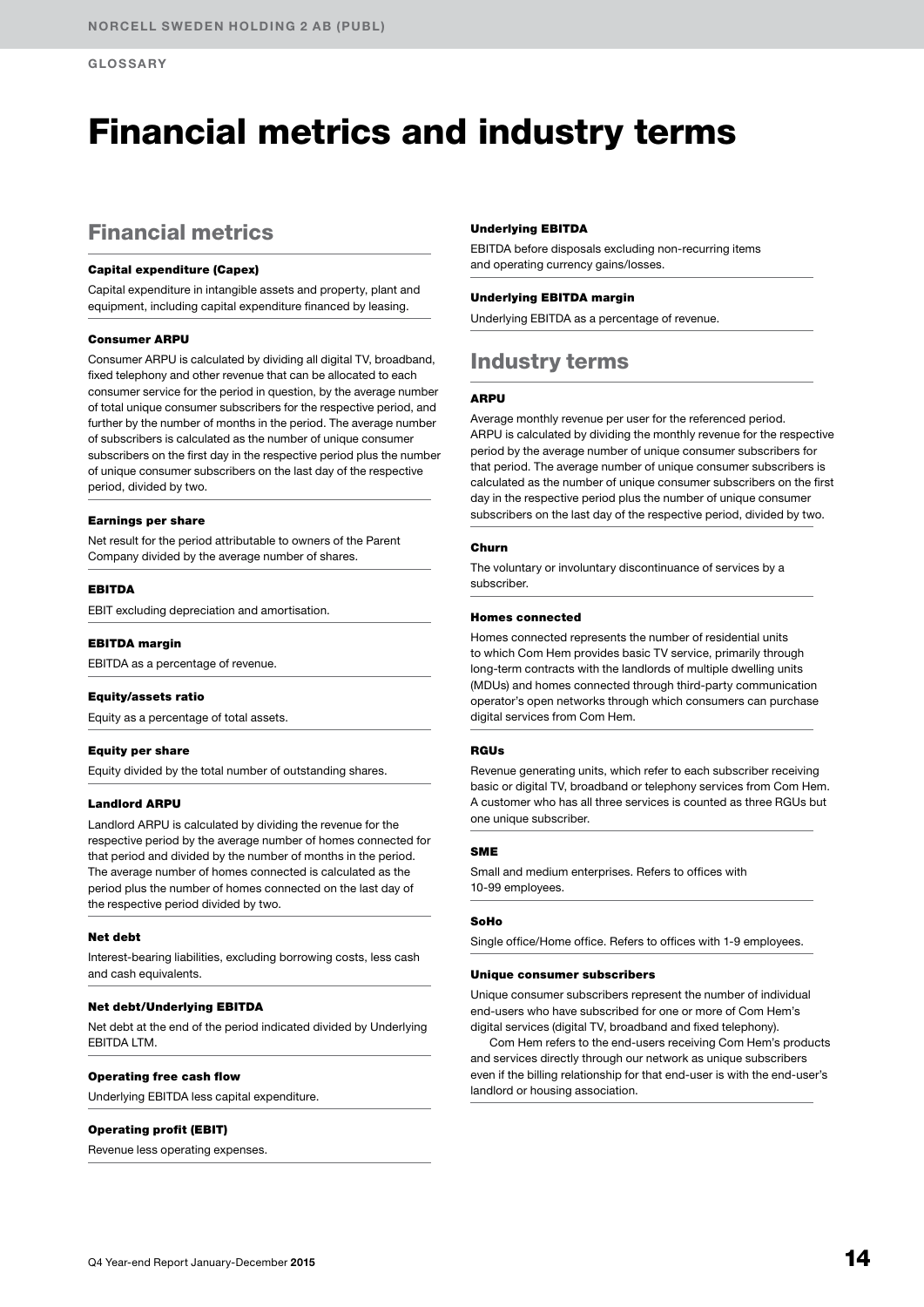GLOSSARY

# Financial metrics and industry terms

## Financial metrics

### Capital expenditure (Capex)

Capital expenditure in intangible assets and property, plant and equipment, including capital expenditure financed by leasing.

### Consumer ARPU

Consumer ARPU is calculated by dividing all digital TV, broadband, fixed telephony and other revenue that can be allocated to each consumer service for the period in question, by the average number of total unique consumer subscribers for the respective period, and further by the number of months in the period. The average number of subscribers is calculated as the number of unique consumer subscribers on the first day in the respective period plus the number of unique consumer subscribers on the last day of the respective period, divided by two.

### Earnings per share

Net result for the period attributable to owners of the Parent Company divided by the average number of shares.

### EBITDA

EBIT excluding depreciation and amortisation.

### EBITDA margin

EBITDA as a percentage of revenue.

### Equity/assets ratio

Equity as a percentage of total assets.

### Equity per share

Equity divided by the total number of outstanding shares.

### Landlord ARPU

Landlord ARPU is calculated by dividing the revenue for the respective period by the average number of homes connected for that period and divided by the number of months in the period. The average number of homes connected is calculated as the period plus the number of homes connected on the last day of the respective period divided by two.

### Net debt

Interest-bearing liabilities, excluding borrowing costs, less cash and cash equivalents.

### Net debt/Underlying EBITDA

Net debt at the end of the period indicated divided by Underlying EBITDA LTM.

### Operating free cash flow

Underlying EBITDA less capital expenditure.

### Operating profit (EBIT)

Revenue less operating expenses.

### Underlying EBITDA

EBITDA before disposals excluding non-recurring items and operating currency gains/losses.

### Underlying EBITDA margin

Underlying EBITDA as a percentage of revenue.

## Industry terms

### ARPU

Average monthly revenue per user for the referenced period. ARPU is calculated by dividing the monthly revenue for the respective period by the average number of unique consumer subscribers for that period. The average number of unique consumer subscribers is calculated as the number of unique consumer subscribers on the first day in the respective period plus the number of unique consumer subscribers on the last day of the respective period, divided by two.

### Churn

The voluntary or involuntary discontinuance of services by a subscriber.

### Homes connected

Homes connected represents the number of residential units to which Com Hem provides basic TV service, primarily through long-term contracts with the landlords of multiple dwelling units (MDUs) and homes connected through third-party communication operator's open networks through which consumers can purchase digital services from Com Hem.

### RGUs

Revenue generating units, which refer to each subscriber receiving basic or digital TV, broadband or telephony services from Com Hem. A customer who has all three services is counted as three RGUs but one unique subscriber.

### SME

Small and medium enterprises. Refers to offices with 10-99 employees.

### SoHo

Single office/Home office. Refers to offices with 1-9 employees.

### Unique consumer subscribers

Unique consumer subscribers represent the number of individual end-users who have subscribed for one or more of Com Hem's digital services (digital TV, broadband and fixed telephony).

Com Hem refers to the end-users receiving Com Hem's products and services directly through our network as unique subscribers even if the billing relationship for that end-user is with the end-user's landlord or housing association.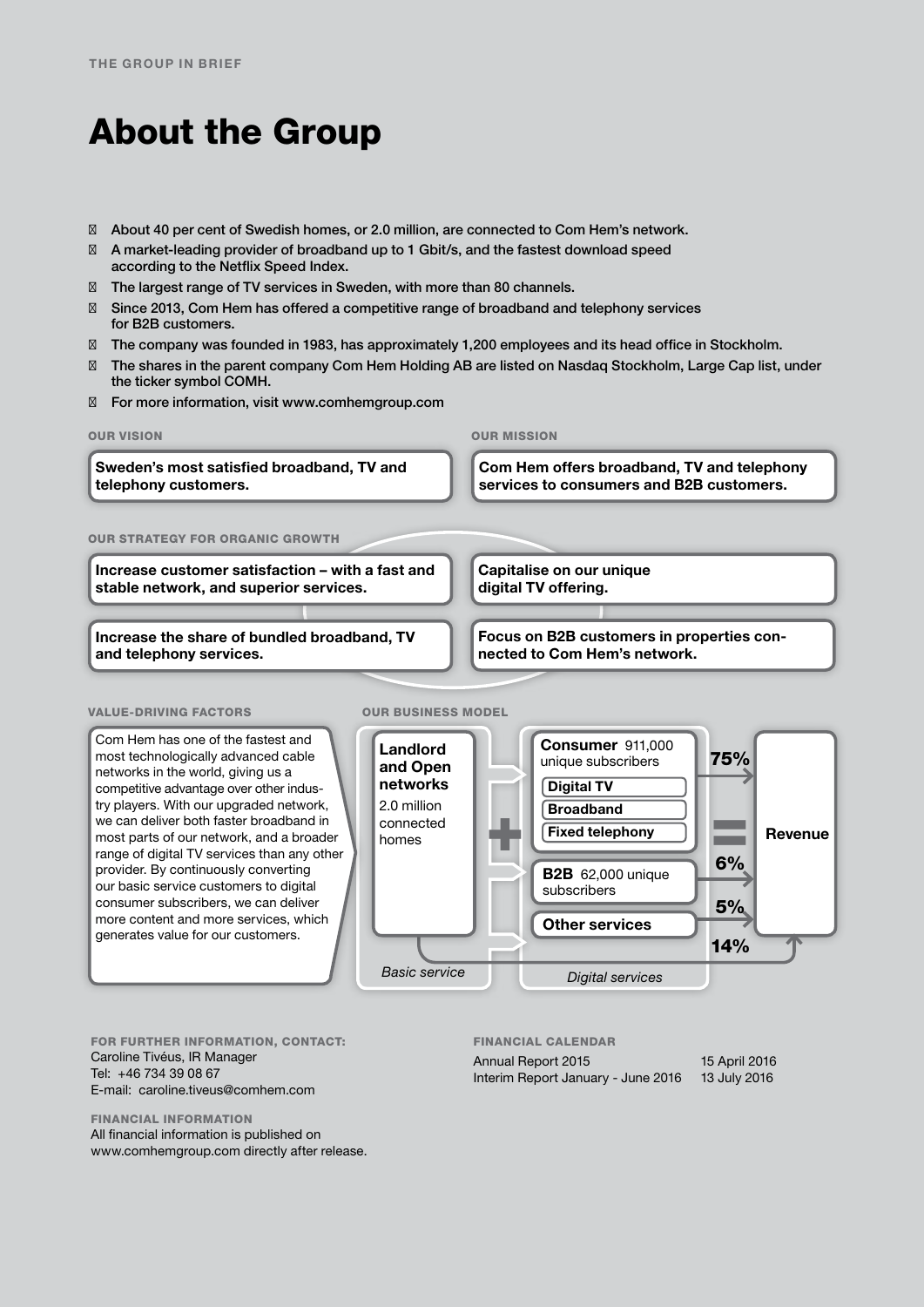THE GROUP IN BRIEF

# About the Group

- About 40 per cent of Swedish homes, or 2.0 million, are connected to Com Hem's network.
- A market-leading provider of broadband up to 1 Gbit/s, and the fastest download speed according to the Netflix Speed Index.
- The largest range of TV services in Sweden, with more than 80 channels.
- Since 2013, Com Hem has offered a competitive range of broadband and telephony services for B2B customers.
- The company was founded in 1983, has approximately 1,200 employees and its head office in Stockholm.
- The shares in the parent company Com Hem Holding AB are listed on Nasdaq Stockholm, Large Cap list, under the ticker symbol COMH.
- For more information, visit www.comhemgroup.com

### OUR VISION

**Sweden's most satisfied broadband, TV and telephony customers.**

### OUR MISSION

**Com Hem offers broadband, TV and telephony services to consumers and B2B customers.**

### OUR STRATEGY FOR ORGANIC GROWTH

**Increase customer satisfaction – with a fast and stable network, and superior services.**

**Capitalise on our unique digital TV offering.**

**Increase the share of bundled broadband, TV and telephony services.**

**Focus on B2B customers in properties connected to Com Hem's network.**

### VALUE-DRIVING FACTORS

Com Hem has one of the fastest and most technologically advanced cable networks in the world, giving us a competitive advantage over other industry players. With our upgraded network, we can deliver both faster broadband in most parts of our network, and a broader range of digital TV services than any other provider. By continuously converting our basic service customers to digital consumer subscribers, we can deliver more content and more services, which generates value for our customers.

### OUR BUSINESS MODEL

**Landlord and Open networks**
2.0 million connected homes

*Basic service*

**Consumer** 911,000 unique subscribers
**Digital TV**
**Broadband**
**Fixed telephony**

**B2B** 62,000 unique subscribers

**Other services**

*Digital services*

75%
6%
5%
14%

Revenue

### FOR FURTHER INFORMATION, CONTACT:

Caroline Tivéus, IR Manager
Tel: +46 734 39 08 67
E-mail: caroline.tiveus@comhem.com

### FINANCIAL INFORMATION

All financial information is published on www.comhemgroup.com directly after release.

### FINANCIAL CALENDAR

| | |
|---|---|
| Annual Report 2015 | 15 April 2016 |
| Interim Report January - June 2016 | 13 July 2016 |